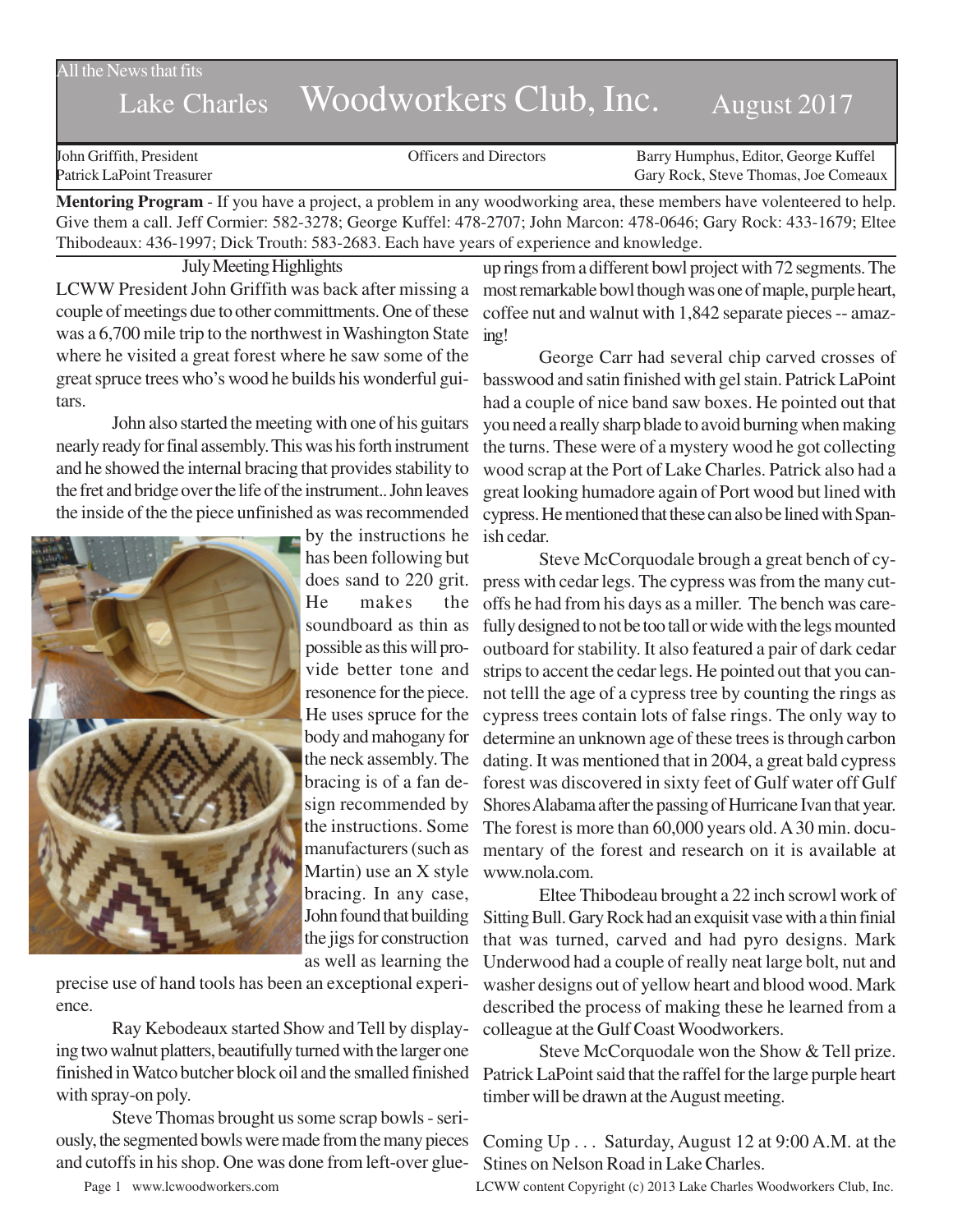All the News that fits

# Lake Charles Woodworkers Club, Inc. August 2017

John Griffith, President
Patrick LaPoint Treasurer

Officers and Directors

Barry Humphus, Editor, George Kuffel
Gary Rock, Steve Thomas, Joe Comeaux

**Mentoring Program** - If you have a project, a problem in any woodworking area, these members have volenteered to help. Give them a call. Jeff Cormier: 582-3278; George Kuffel: 478-2707; John Marcon: 478-0646; Gary Rock: 433-1679; Eltee Thibodeaux: 436-1997; Dick Trouth: 583-2683. Each have years of experience and knowledge.

## July Meeting Highlights

LCWW President John Griffith was back after missing a couple of meetings due to other committments. One of these was a 6,700 mile trip to the northwest in Washington State where he visited a great forest where he saw some of the great spruce trees who's wood he builds his wonderful guitars.

John also started the meeting with one of his guitars nearly ready for final assembly. This was his forth instrument and he showed the internal bracing that provides stability to the fret and bridge over the life of the instrument.. John leaves the inside of the the piece unfinished as was recommended by the instructions he has been following but does sand to 220 grit. He makes the soundboard as thin as possible as this will provide better tone and resonence for the piece. He uses spruce for the body and mahogany for the neck assembly. The bracing is of a fan design recommended by the instructions. Some manufacturers (such as Martin) use an X style bracing. In any case, John found that building the jigs for construction as well as learning the precise use of hand tools has been an exceptional experience.

Ray Kebodeaux started Show and Tell by displaying two walnut platters, beautifully turned with the larger one finished in Watco butcher block oil and the smalled finished with spray-on poly.

Steve Thomas brought us some scrap bowls - seriously, the segmented bowls were made from the many pieces and cutoffs in his shop. One was done from left-over glue-up rings from a different bowl project with 72 segments. The most remarkable bowl though was one of maple, purple heart, coffee nut and walnut with 1,842 separate pieces -- amazing!

George Carr had several chip carved crosses of basswood and satin finished with gel stain. Patrick LaPoint had a couple of nice band saw boxes. He pointed out that you need a really sharp blade to avoid burning when making the turns. These were of a mystery wood he got collecting wood scrap at the Port of Lake Charles. Patrick also had a great looking humadore again of Port wood but lined with cypress. He mentioned that these can also be lined with Spanish cedar.

Steve McCorquodale brough a great bench of cypress with cedar legs. The cypress was from the many cutoffs he had from his days as a miller. The bench was carefully designed to not be too tall or wide with the legs mounted outboard for stability. It also featured a pair of dark cedar strips to accent the cedar legs. He pointed out that you cannot telll the age of a cypress tree by counting the rings as cypress trees contain lots of false rings. The only way to determine an unknown age of these trees is through carbon dating. It was mentioned that in 2004, a great bald cypress forest was discovered in sixty feet of Gulf water off Gulf Shores Alabama after the passing of Hurricane Ivan that year. The forest is more than 60,000 years old. A 30 min. documentary of the forest and research on it is available at www.nola.com.

Eltee Thibodeau brought a 22 inch scrowl work of Sitting Bull. Gary Rock had an exquisit vase with a thin finial that was turned, carved and had pyro designs. Mark Underwood had a couple of really neat large bolt, nut and washer designs out of yellow heart and blood wood. Mark described the process of making these he learned from a colleague at the Gulf Coast Woodworkers.

Steve McCorquodale won the Show & Tell prize. Patrick LaPoint said that the raffel for the large purple heart timber will be drawn at the August meeting.

Coming Up . . . Saturday, August 12 at 9:00 A.M. at the Stines on Nelson Road in Lake Charles.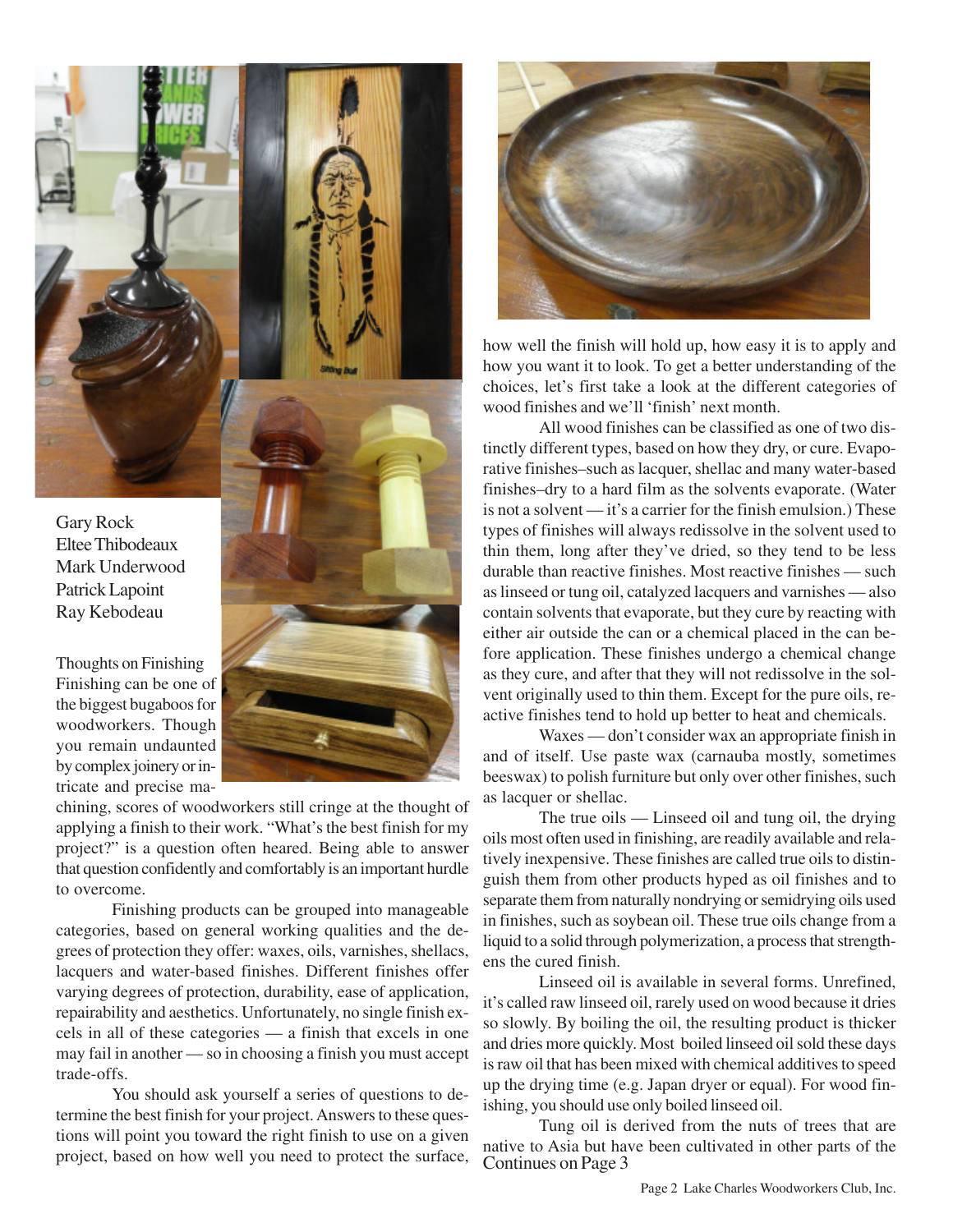Gary Rock
Eltee Thibodeaux
Mark Underwood
Patrick Lapoint
Ray Kebodeau

Thoughts on Finishing

Finishing can be one of the biggest bugaboos for woodworkers. Though you remain undaunted by complex joinery or intricate and precise machining, scores of woodworkers still cringe at the thought of applying a finish to their work. "What's the best finish for my project?" is a question often heared. Being able to answer that question confidently and comfortably is an important hurdle to overcome.

Finishing products can be grouped into manageable categories, based on general working qualities and the degrees of protection they offer: waxes, oils, varnishes, shellacs, lacquers and water-based finishes. Different finishes offer varying degrees of protection, durability, ease of application, repairability and aesthetics. Unfortunately, no single finish excels in all of these categories — a finish that excels in one may fail in another — so in choosing a finish you must accept trade-offs.

You should ask yourself a series of questions to determine the best finish for your project. Answers to these questions will point you toward the right finish to use on a given project, based on how well you need to protect the surface, how well the finish will hold up, how easy it is to apply and how you want it to look. To get a better understanding of the choices, let's first take a look at the different categories of wood finishes and we'll 'finish' next month.

All wood finishes can be classified as one of two distinctly different types, based on how they dry, or cure. Evaporative finishes–such as lacquer, shellac and many water-based finishes–dry to a hard film as the solvents evaporate. (Water is not a solvent — it's a carrier for the finish emulsion.) These types of finishes will always redissolve in the solvent used to thin them, long after they've dried, so they tend to be less durable than reactive finishes. Most reactive finishes — such as linseed or tung oil, catalyzed lacquers and varnishes — also contain solvents that evaporate, but they cure by reacting with either air outside the can or a chemical placed in the can before application. These finishes undergo a chemical change as they cure, and after that they will not redissolve in the solvent originally used to thin them. Except for the pure oils, reactive finishes tend to hold up better to heat and chemicals.

Waxes — don't consider wax an appropriate finish in and of itself. Use paste wax (carnauba mostly, sometimes beeswax) to polish furniture but only over other finishes, such as lacquer or shellac.

The true oils — Linseed oil and tung oil, the drying oils most often used in finishing, are readily available and relatively inexpensive. These finishes are called true oils to distinguish them from other products hyped as oil finishes and to separate them from naturally nondrying or semidrying oils used in finishes, such as soybean oil. These true oils change from a liquid to a solid through polymerization, a process that strengthens the cured finish.

Linseed oil is available in several forms. Unrefined, it's called raw linseed oil, rarely used on wood because it dries so slowly. By boiling the oil, the resulting product is thicker and dries more quickly. Most boiled linseed oil sold these days is raw oil that has been mixed with chemical additives to speed up the drying time (e.g. Japan dryer or equal). For wood finishing, you should use only boiled linseed oil.

Tung oil is derived from the nuts of trees that are native to Asia but have been cultivated in other parts of the

Continues on Page 3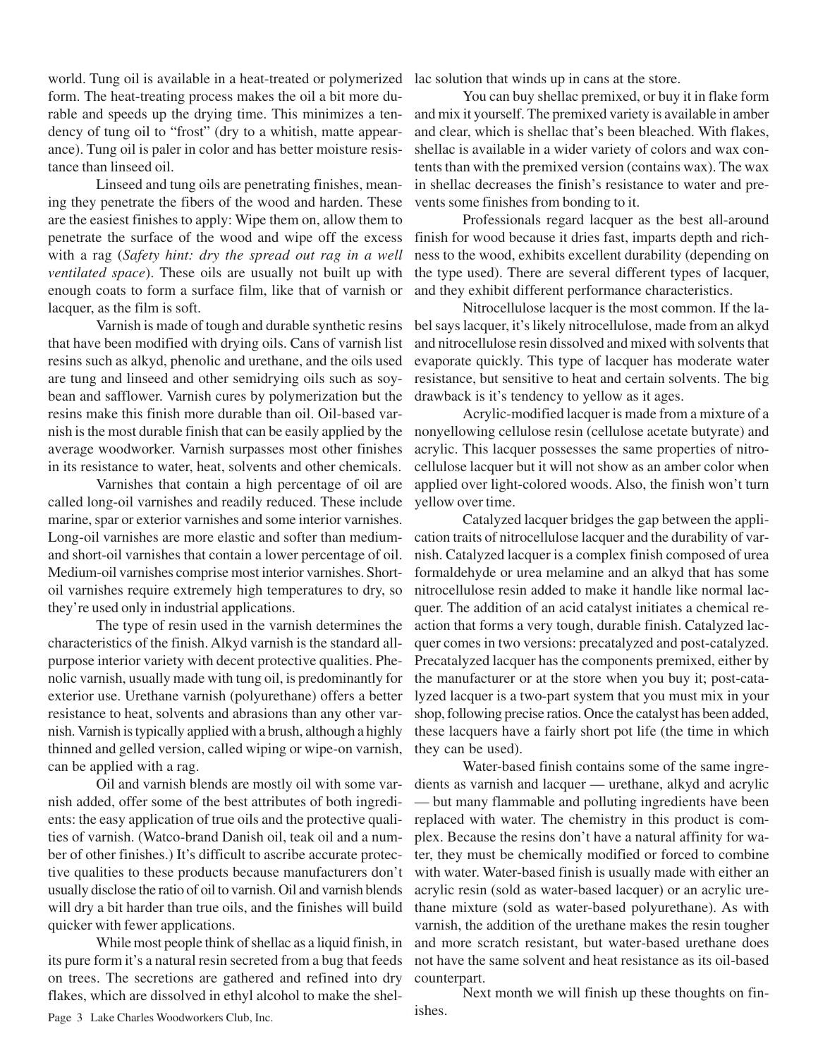world. Tung oil is available in a heat-treated or polymerized form. The heat-treating process makes the oil a bit more durable and speeds up the drying time. This minimizes a tendency of tung oil to "frost" (dry to a whitish, matte appearance). Tung oil is paler in color and has better moisture resistance than linseed oil.

Linseed and tung oils are penetrating finishes, meaning they penetrate the fibers of the wood and harden. These are the easiest finishes to apply: Wipe them on, allow them to penetrate the surface of the wood and wipe off the excess with a rag (*Safety hint: dry the spread out rag in a well ventilated space*). These oils are usually not built up with enough coats to form a surface film, like that of varnish or lacquer, as the film is soft.

Varnish is made of tough and durable synthetic resins that have been modified with drying oils. Cans of varnish list resins such as alkyd, phenolic and urethane, and the oils used are tung and linseed and other semidrying oils such as soybean and safflower. Varnish cures by polymerization but the resins make this finish more durable than oil. Oil-based varnish is the most durable finish that can be easily applied by the average woodworker. Varnish surpasses most other finishes in its resistance to water, heat, solvents and other chemicals.

Varnishes that contain a high percentage of oil are called long-oil varnishes and readily reduced. These include marine, spar or exterior varnishes and some interior varnishes. Long-oil varnishes are more elastic and softer than medium- and short-oil varnishes that contain a lower percentage of oil. Medium-oil varnishes comprise most interior varnishes. Short-oil varnishes require extremely high temperatures to dry, so they're used only in industrial applications.

The type of resin used in the varnish determines the characteristics of the finish. Alkyd varnish is the standard all-purpose interior variety with decent protective qualities. Phenolic varnish, usually made with tung oil, is predominantly for exterior use. Urethane varnish (polyurethane) offers a better resistance to heat, solvents and abrasions than any other varnish. Varnish is typically applied with a brush, although a highly thinned and gelled version, called wiping or wipe-on varnish, can be applied with a rag.

Oil and varnish blends are mostly oil with some varnish added, offer some of the best attributes of both ingredients: the easy application of true oils and the protective qualities of varnish. (Watco-brand Danish oil, teak oil and a number of other finishes.) It's difficult to ascribe accurate protective qualities to these products because manufacturers don't usually disclose the ratio of oil to varnish. Oil and varnish blends will dry a bit harder than true oils, and the finishes will build quicker with fewer applications.

While most people think of shellac as a liquid finish, in its pure form it's a natural resin secreted from a bug that feeds on trees. The secretions are gathered and refined into dry flakes, which are dissolved in ethyl alcohol to make the shellac solution that winds up in cans at the store.

You can buy shellac premixed, or buy it in flake form and mix it yourself. The premixed variety is available in amber and clear, which is shellac that's been bleached. With flakes, shellac is available in a wider variety of colors and wax contents than with the premixed version (contains wax). The wax in shellac decreases the finish's resistance to water and prevents some finishes from bonding to it.

Professionals regard lacquer as the best all-around finish for wood because it dries fast, imparts depth and richness to the wood, exhibits excellent durability (depending on the type used). There are several different types of lacquer, and they exhibit different performance characteristics.

Nitrocellulose lacquer is the most common. If the label says lacquer, it's likely nitrocellulose, made from an alkyd and nitrocellulose resin dissolved and mixed with solvents that evaporate quickly. This type of lacquer has moderate water resistance, but sensitive to heat and certain solvents. The big drawback is it's tendency to yellow as it ages.

Acrylic-modified lacquer is made from a mixture of a nonyellowing cellulose resin (cellulose acetate butyrate) and acrylic. This lacquer possesses the same properties of nitrocellulose lacquer but it will not show as an amber color when applied over light-colored woods. Also, the finish won't turn yellow over time.

Catalyzed lacquer bridges the gap between the application traits of nitrocellulose lacquer and the durability of varnish. Catalyzed lacquer is a complex finish composed of urea formaldehyde or urea melamine and an alkyd that has some nitrocellulose resin added to make it handle like normal lacquer. The addition of an acid catalyst initiates a chemical reaction that forms a very tough, durable finish. Catalyzed lacquer comes in two versions: precatalyzed and post-catalyzed. Precatalyzed lacquer has the components premixed, either by the manufacturer or at the store when you buy it; post-catalyzed lacquer is a two-part system that you must mix in your shop, following precise ratios. Once the catalyst has been added, these lacquers have a fairly short pot life (the time in which they can be used).

Water-based finish contains some of the same ingredients as varnish and lacquer — urethane, alkyd and acrylic — but many flammable and polluting ingredients have been replaced with water. The chemistry in this product is complex. Because the resins don't have a natural affinity for water, they must be chemically modified or forced to combine with water. Water-based finish is usually made with either an acrylic resin (sold as water-based lacquer) or an acrylic urethane mixture (sold as water-based polyurethane). As with varnish, the addition of the urethane makes the resin tougher and more scratch resistant, but water-based urethane does not have the same solvent and heat resistance as its oil-based counterpart.

Next month we will finish up these thoughts on finishes.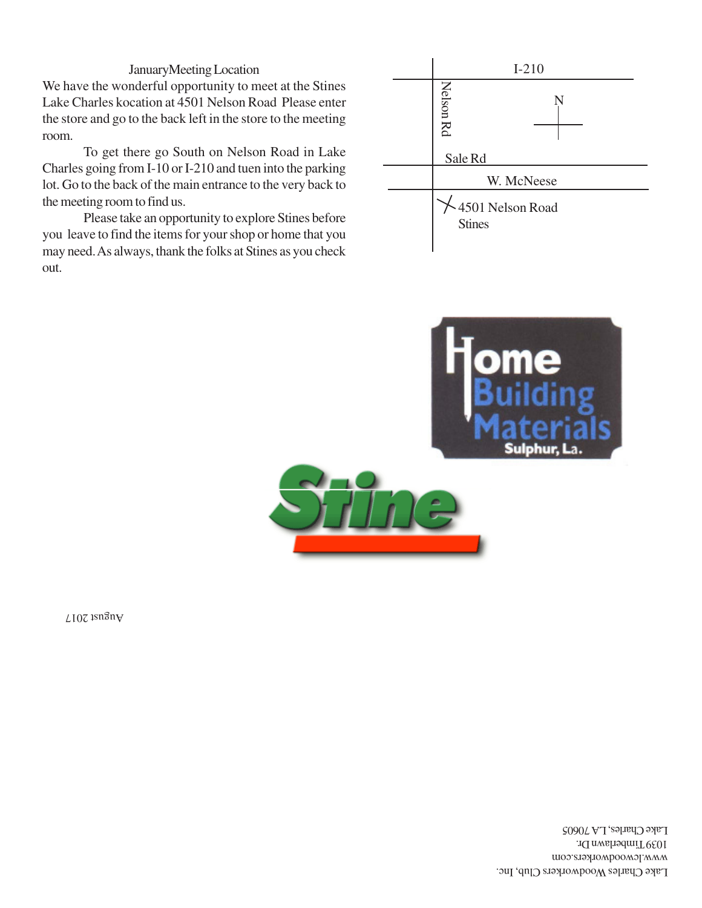JanuaryMeeting Location

We have the wonderful opportunity to meet at the Stines Lake Charles kocation at 4501 Nelson Road Please enter the store and go to the back left in the store to the meeting room.

To get there go South on Nelson Road in Lake Charles going from I-10 or I-210 and tuen into the parking lot. Go to the back of the main entrance to the very back to the meeting room to find us.

Please take an opportunity to explore Stines before you leave to find the items for your shop or home that you may need. As always, thank the folks at Stines as you check out.

I-210

Nelson Rd

N

Sale Rd

W. McNeese

4501 Nelson Road
Stines

Home Building Materials
Sulphur, La.

Stine

August 2017

Lake Charles Woodworkers Club, Inc.
www.lcwoodworkers.com
1039 Timberlawn Dr.
Lake Charles, LA 70605